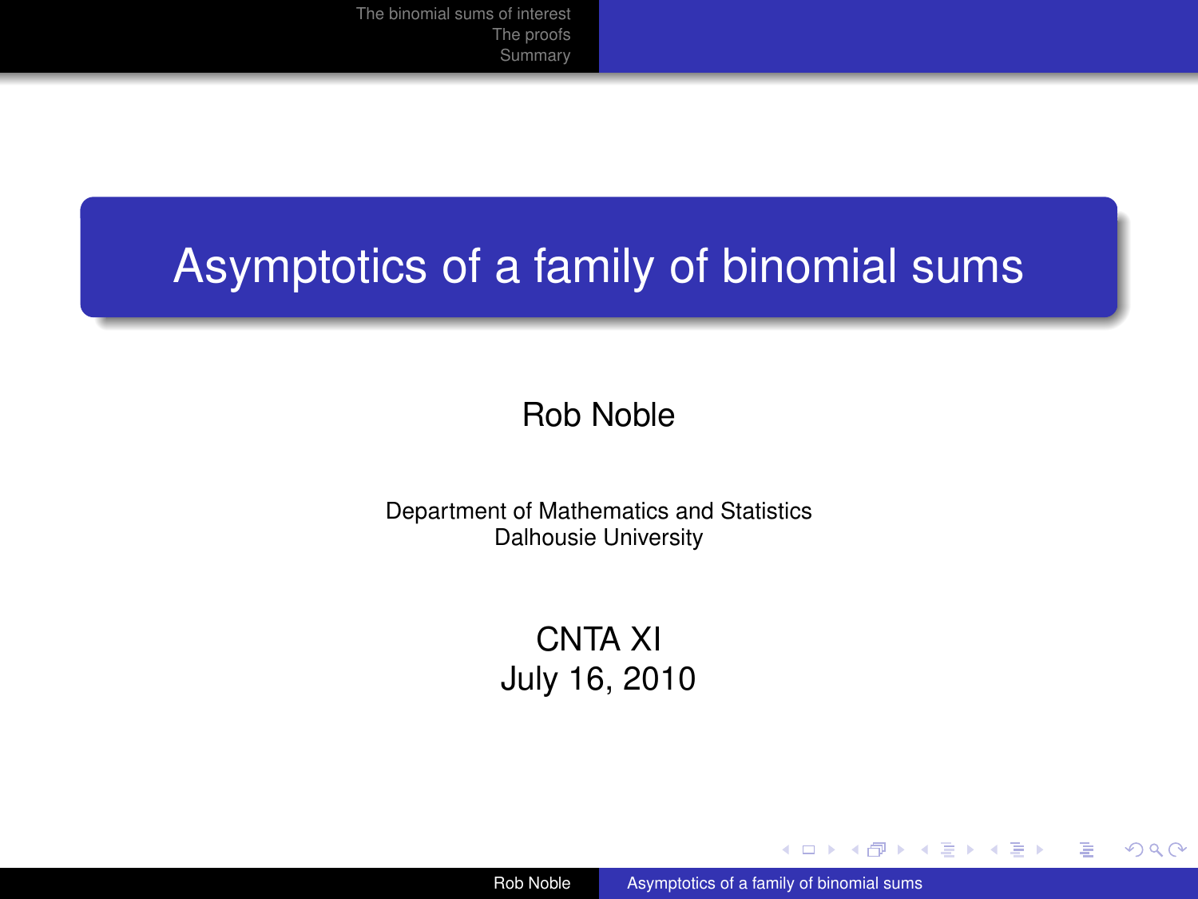# Asymptotics of a family of binomial sums

Rob Noble

Department of Mathematics and Statistics
Dalhousie University

CNTA XI
July 16, 2010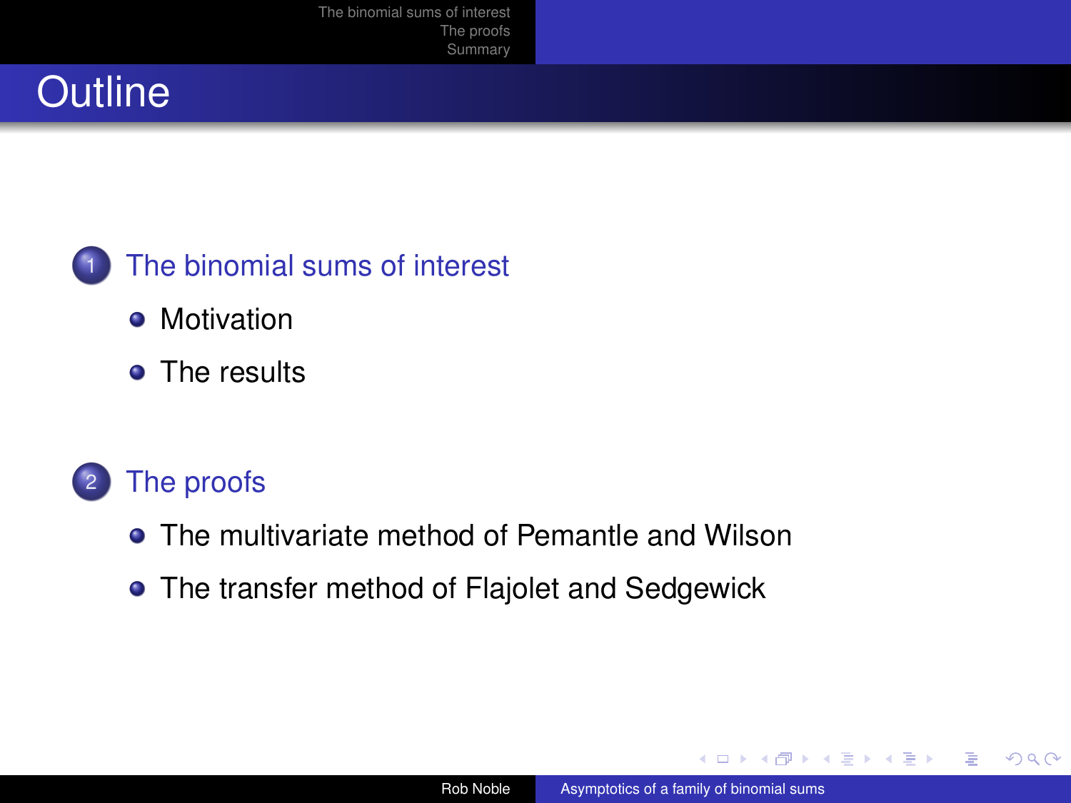# Outline

1. The binomial sums of interest
   - Motivation
   - The results
2. The proofs
   - The multivariate method of Pemantle and Wilson
   - The transfer method of Flajolet and Sedgewick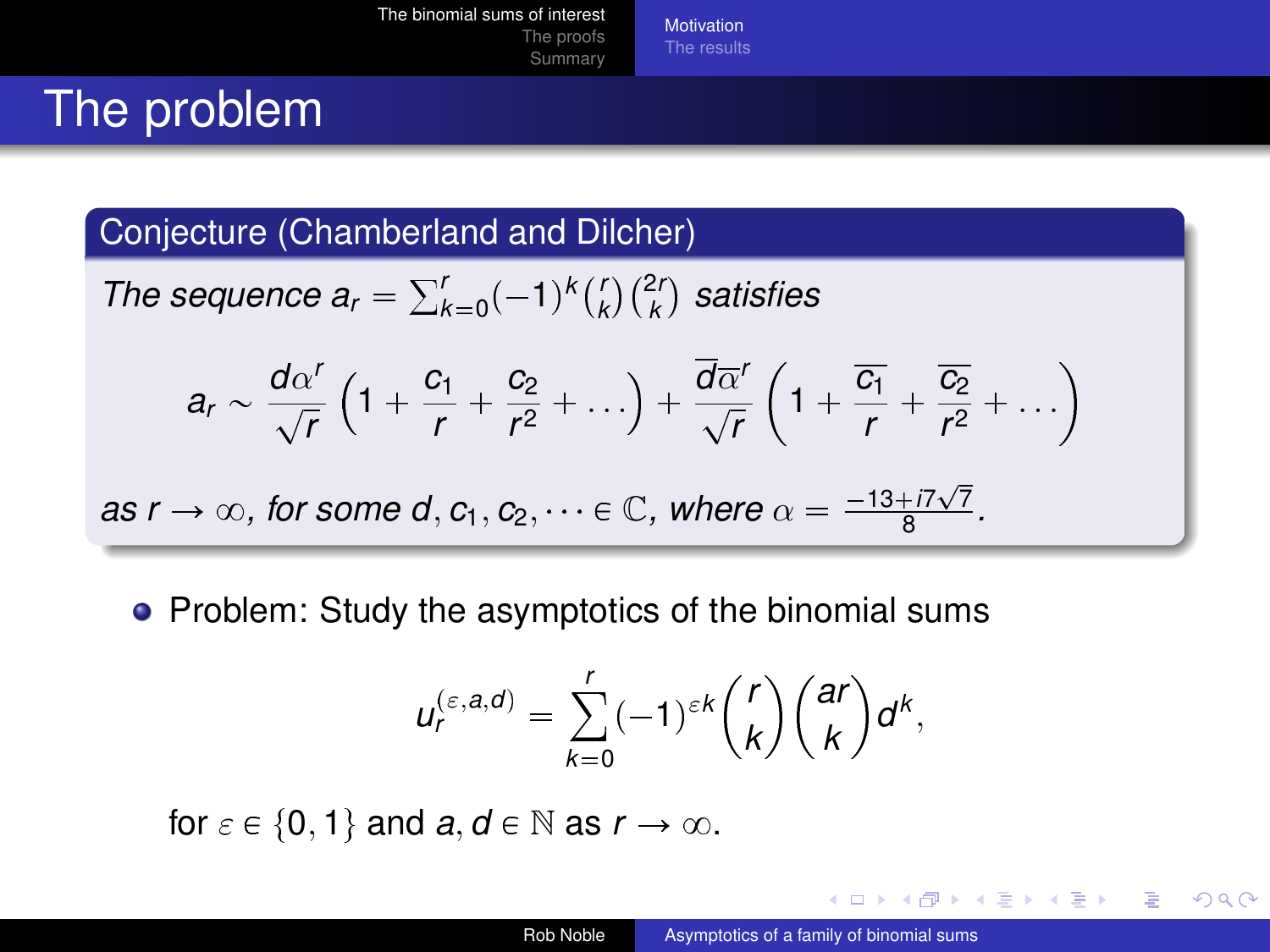# The problem

## Conjecture (Chamberland and Dilcher)

*The sequence* $a_r = \sum_{k=0}^{r} (-1)^k \binom{r}{k}\binom{2r}{k}$ *satisfies*

$$a_r \sim \frac{d\alpha^r}{\sqrt{r}}\left(1 + \frac{c_1}{r} + \frac{c_2}{r^2} + \dots\right) + \frac{\overline{d}\overline{\alpha}^r}{\sqrt{r}}\left(1 + \frac{\overline{c_1}}{r} + \frac{\overline{c_2}}{r^2} + \dots\right)$$

*as* $r \to \infty$, *for some* $d, c_1, c_2, \dots \in \mathbb{C}$, *where* $\alpha = \frac{-13 + i7\sqrt{7}}{8}$.

- Problem: Study the asymptotics of the binomial sums

$$u_r^{(\varepsilon,a,d)} = \sum_{k=0}^{r} (-1)^{\varepsilon k}\binom{r}{k}\binom{ar}{k} d^k,$$

for $\varepsilon \in \{0, 1\}$ and $a, d \in \mathbb{N}$ as $r \to \infty$.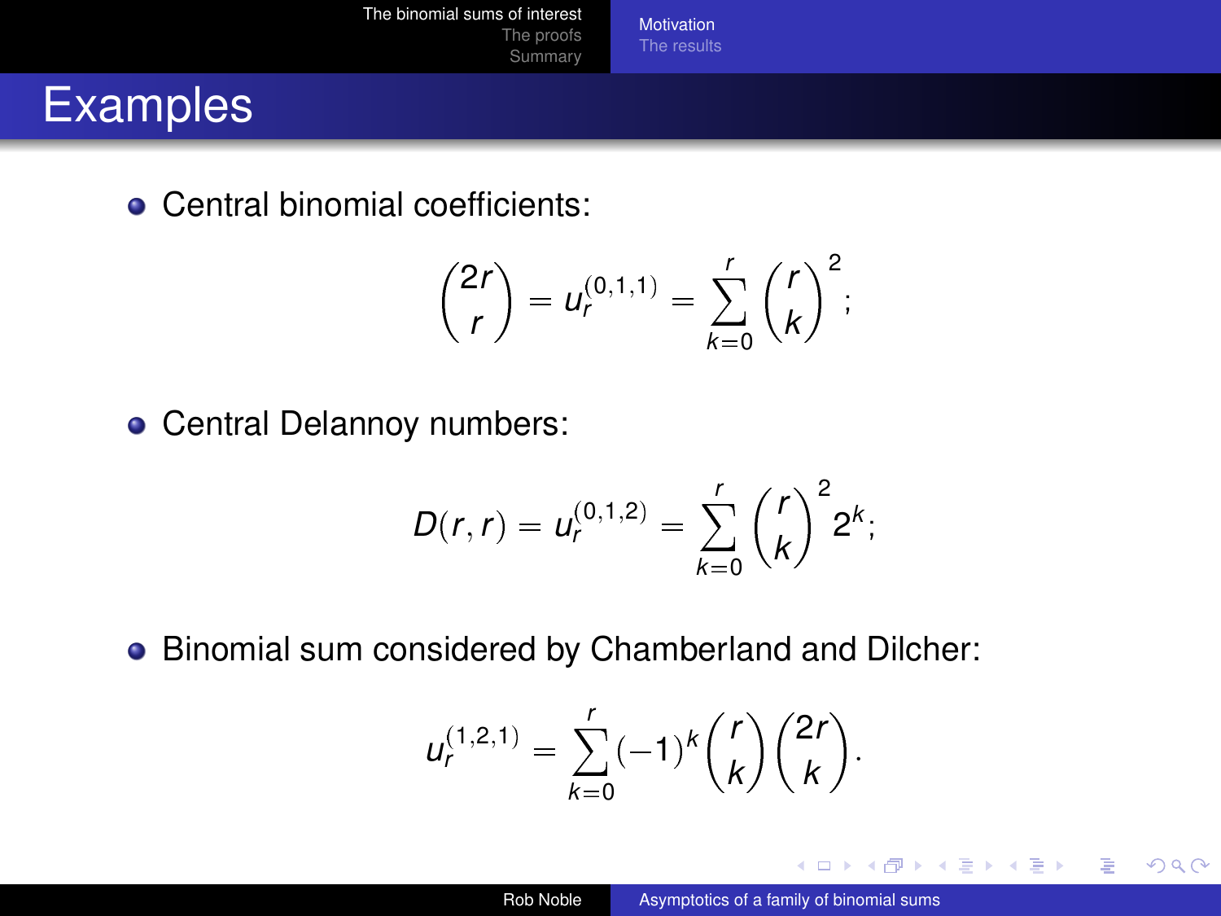# Examples

- Central binomial coefficients:

$$\binom{2r}{r} = u_r^{(0,1,1)} = \sum_{k=0}^{r} \binom{r}{k}^2;$$

- Central Delannoy numbers:

$$D(r,r) = u_r^{(0,1,2)} = \sum_{k=0}^{r} \binom{r}{k}^2 2^k;$$

- Binomial sum considered by Chamberland and Dilcher:

$$u_r^{(1,2,1)} = \sum_{k=0}^{r} (-1)^k \binom{r}{k} \binom{2r}{k}.$$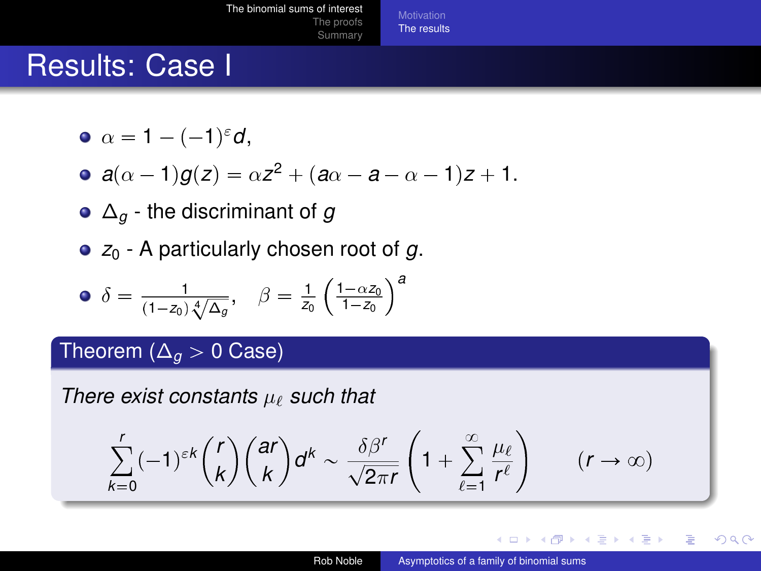# Results: Case I

- $\alpha = 1 - (-1)^{\varepsilon} d$,
- $a(\alpha - 1)g(z) = \alpha z^2 + (a\alpha - a - \alpha - 1)z + 1$.
- $\Delta_g$ - the discriminant of $g$
- $z_0$ - A particularly chosen root of $g$.
- $\delta = \frac{1}{(1-z_0)\sqrt[4]{\Delta_g}}, \quad \beta = \frac{1}{z_0}\left(\frac{1-\alpha z_0}{1-z_0}\right)^a$

**Theorem ($\Delta_g > 0$ Case)**

*There exist constants $\mu_\ell$ such that*

$$\sum_{k=0}^{r} (-1)^{\varepsilon k} \binom{r}{k} \binom{ar}{k} d^k \sim \frac{\delta \beta^r}{\sqrt{2\pi r}} \left(1 + \sum_{\ell=1}^{\infty} \frac{\mu_\ell}{r^\ell}\right) \qquad (r \to \infty)$$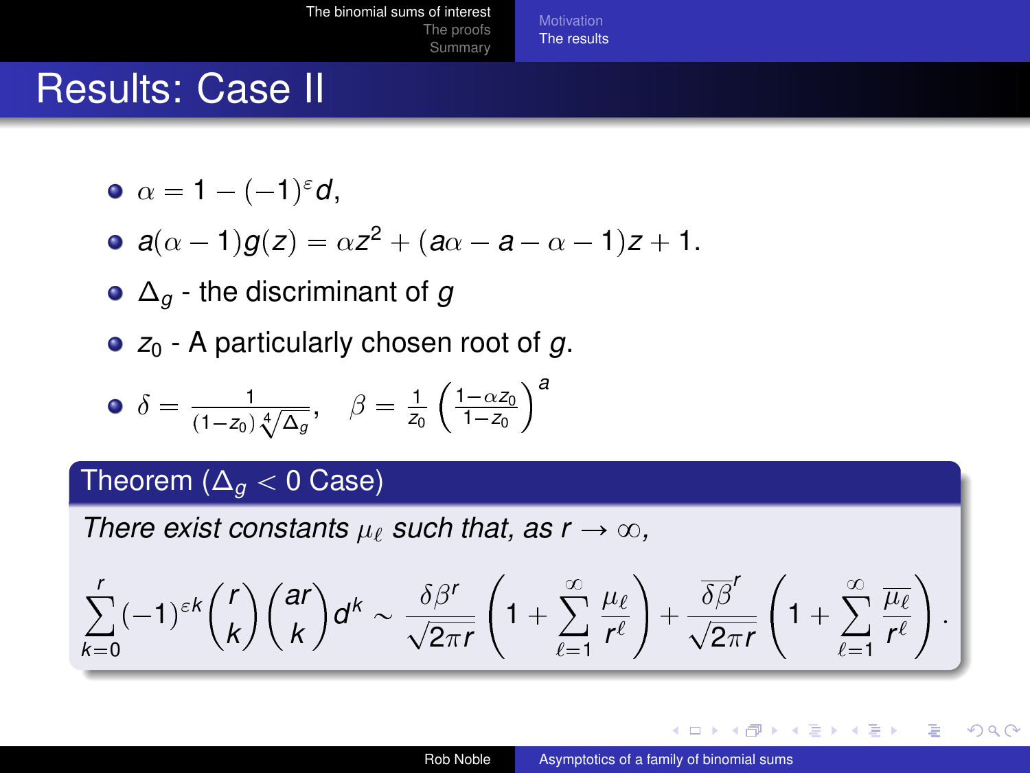# Results: Case II

- $\alpha = 1 - (-1)^{\varepsilon} d$,
- $a(\alpha - 1)g(z) = \alpha z^2 + (a\alpha - a - \alpha - 1)z + 1$.
- $\Delta_g$ - the discriminant of $g$
- $z_0$ - A particularly chosen root of $g$.
- $\delta = \frac{1}{(1-z_0)\sqrt[4]{\Delta_g}}, \quad \beta = \frac{1}{z_0}\left(\frac{1-\alpha z_0}{1-z_0}\right)^a$

**Theorem ($\Delta_g < 0$ Case)**

*There exist constants $\mu_\ell$ such that, as $r \to \infty$,*

$$\sum_{k=0}^{r} (-1)^{\varepsilon k} \binom{r}{k} \binom{ar}{k} d^k \sim \frac{\delta \beta^r}{\sqrt{2\pi r}} \left(1 + \sum_{\ell=1}^{\infty} \frac{\mu_\ell}{r^\ell}\right) + \frac{\overline{\delta \beta}^r}{\sqrt{2\pi r}} \left(1 + \sum_{\ell=1}^{\infty} \frac{\overline{\mu_\ell}}{r^\ell}\right).$$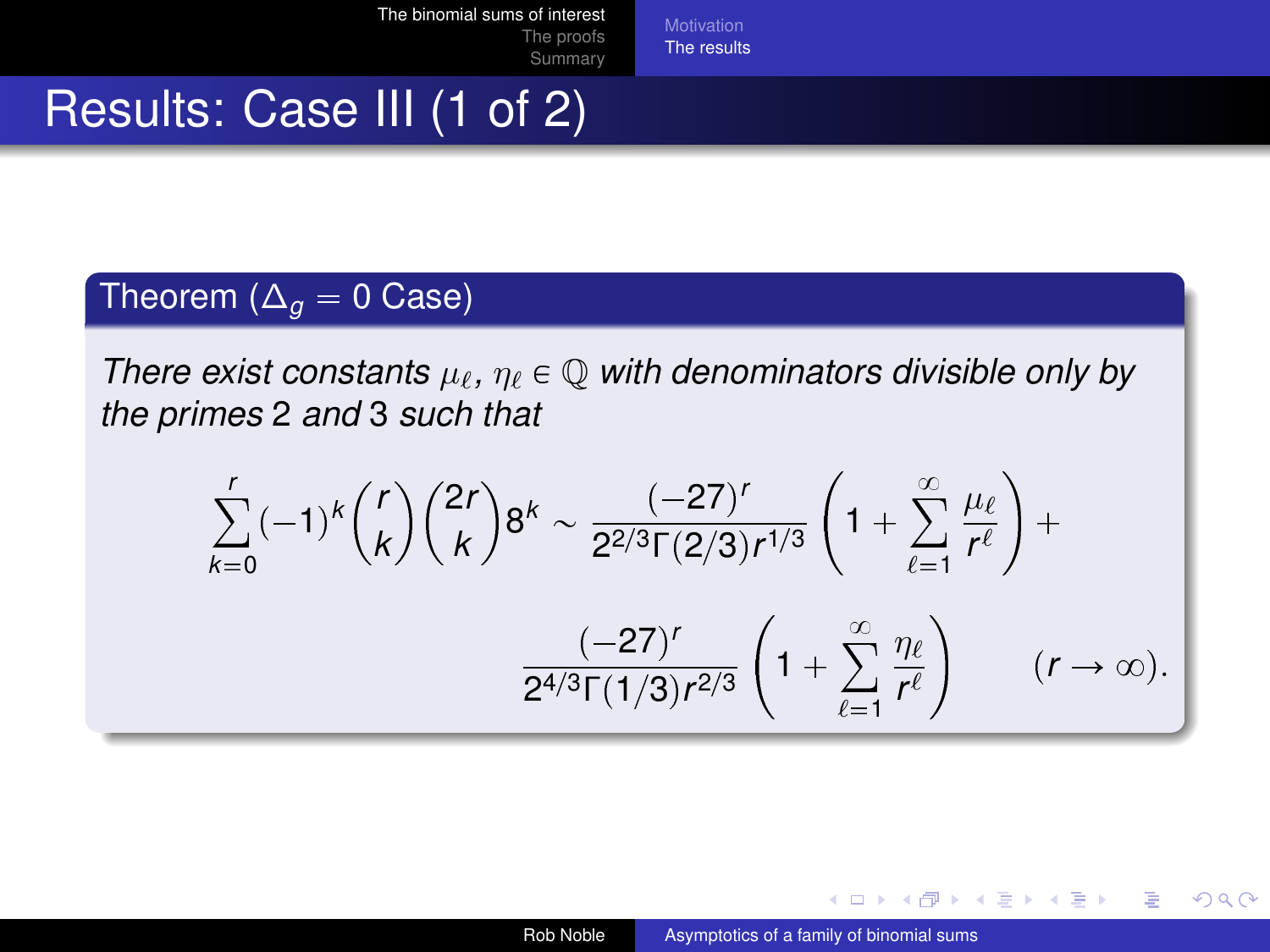# Results: Case III (1 of 2)

**Theorem ($\Delta_g = 0$ Case)**

*There exist constants $\mu_\ell, \eta_\ell \in \mathbb{Q}$ with denominators divisible only by the primes 2 and 3 such that*

$$\sum_{k=0}^{r} (-1)^k \binom{r}{k} \binom{2r}{k} 8^k \sim \frac{(-27)^r}{2^{2/3}\Gamma(2/3) r^{1/3}} \left(1 + \sum_{\ell=1}^{\infty} \frac{\mu_\ell}{r^\ell}\right) + \frac{(-27)^r}{2^{4/3}\Gamma(1/3) r^{2/3}} \left(1 + \sum_{\ell=1}^{\infty} \frac{\eta_\ell}{r^\ell}\right) \qquad (r \to \infty).$$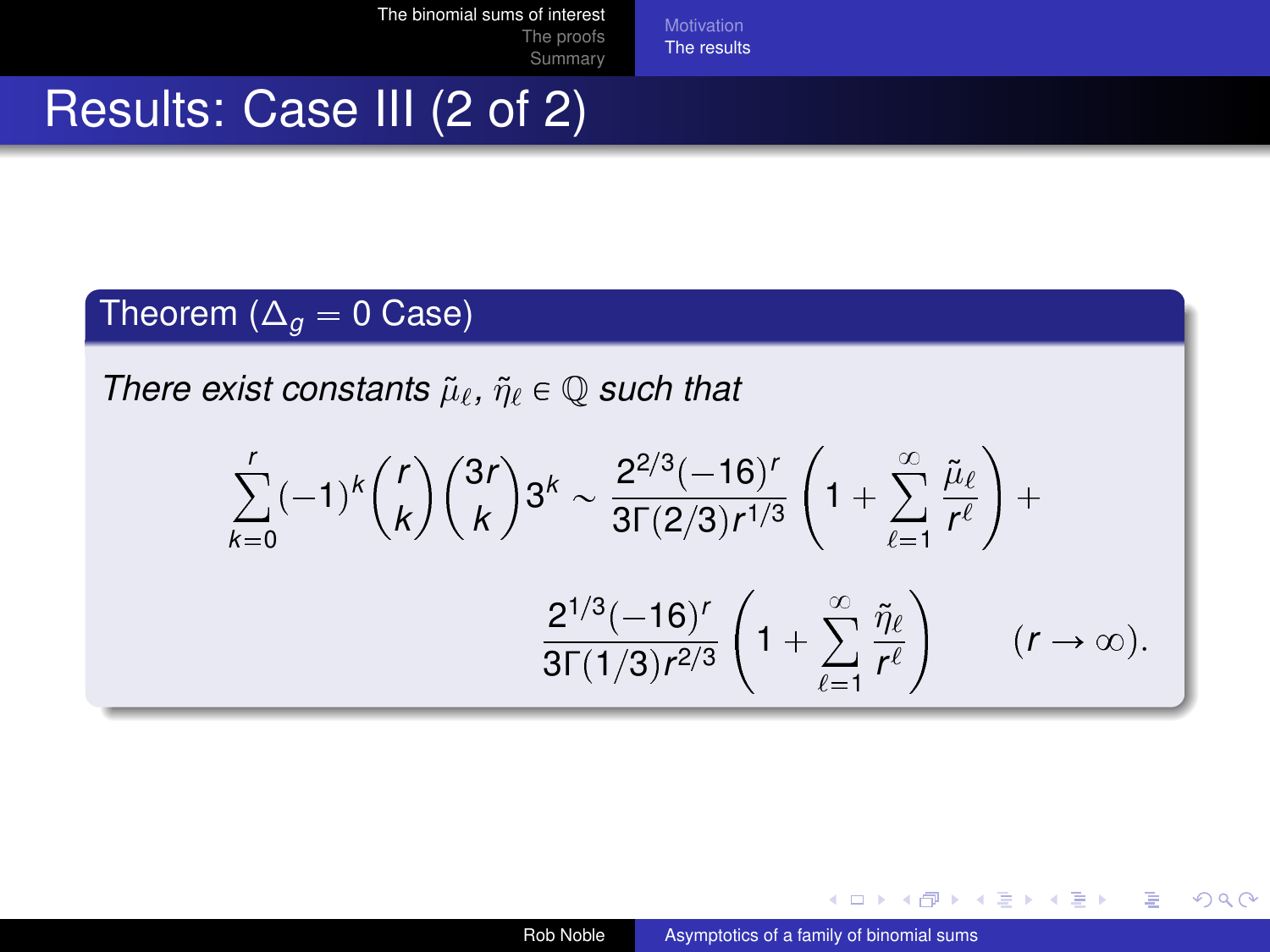# Results: Case III (2 of 2)

**Theorem ($\Delta_g = 0$ Case)**

*There exist constants $\tilde{\mu}_\ell, \tilde{\eta}_\ell \in \mathbb{Q}$ such that*

$$\sum_{k=0}^{r} (-1)^k \binom{r}{k} \binom{3r}{k} 3^k \sim \frac{2^{2/3}(-16)^r}{3\Gamma(2/3) r^{1/3}} \left( 1 + \sum_{\ell=1}^{\infty} \frac{\tilde{\mu}_\ell}{r^\ell} \right) + \frac{2^{1/3}(-16)^r}{3\Gamma(1/3) r^{2/3}} \left( 1 + \sum_{\ell=1}^{\infty} \frac{\tilde{\eta}_\ell}{r^\ell} \right) \qquad (r \to \infty).$$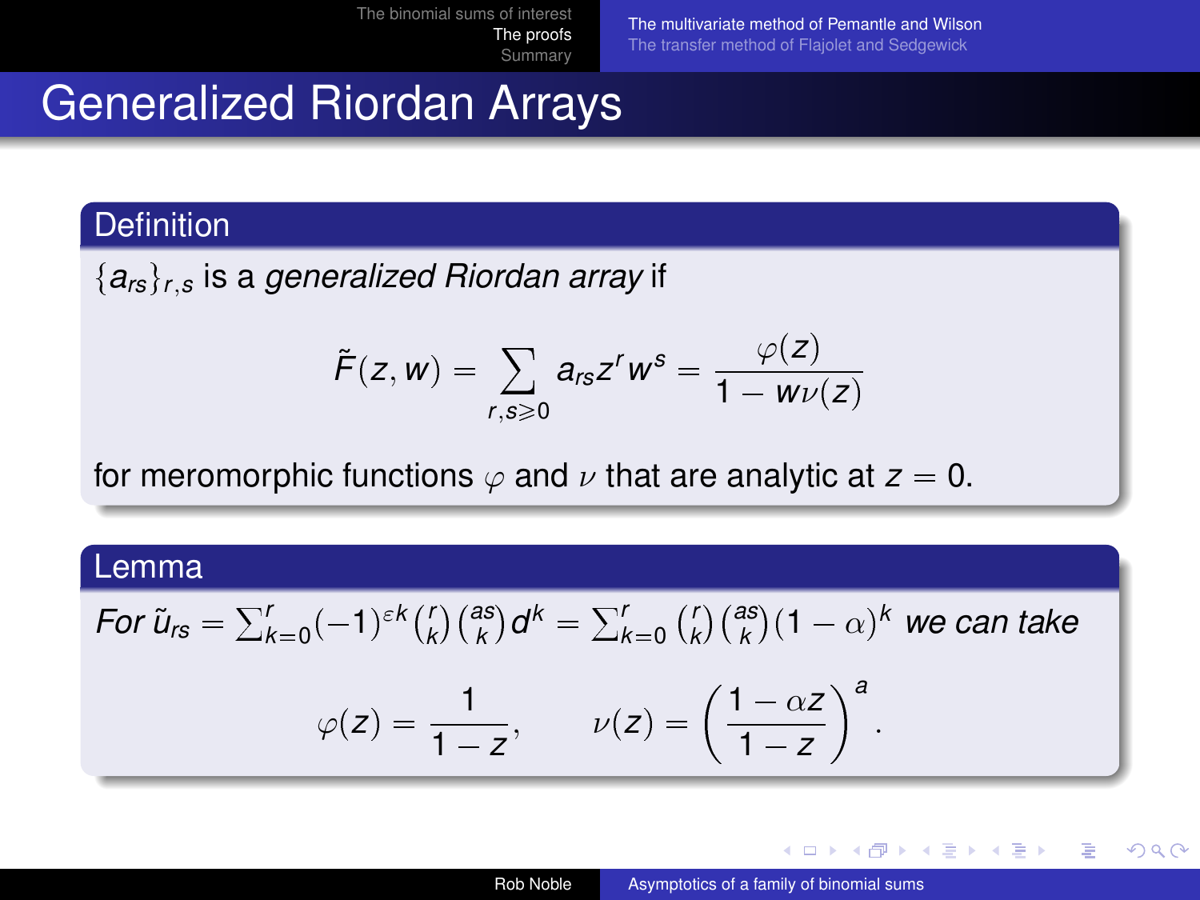# Generalized Riordan Arrays

**Definition**

$\{a_{rs}\}_{r,s}$ is a *generalized Riordan array* if

$$\tilde{F}(z,w) = \sum_{r,s \geqslant 0} a_{rs} z^r w^s = \frac{\varphi(z)}{1 - w\nu(z)}$$

for meromorphic functions $\varphi$ and $\nu$ that are analytic at $z = 0$.

**Lemma**

*For* $\tilde{u}_{rs} = \sum_{k=0}^{r} (-1)^{\varepsilon k} \binom{r}{k} \binom{as}{k} d^k = \sum_{k=0}^{r} \binom{r}{k} \binom{as}{k} (1-\alpha)^k$ *we can take*

$$\varphi(z) = \frac{1}{1-z}, \qquad \nu(z) = \left( \frac{1 - \alpha z}{1 - z} \right)^a.$$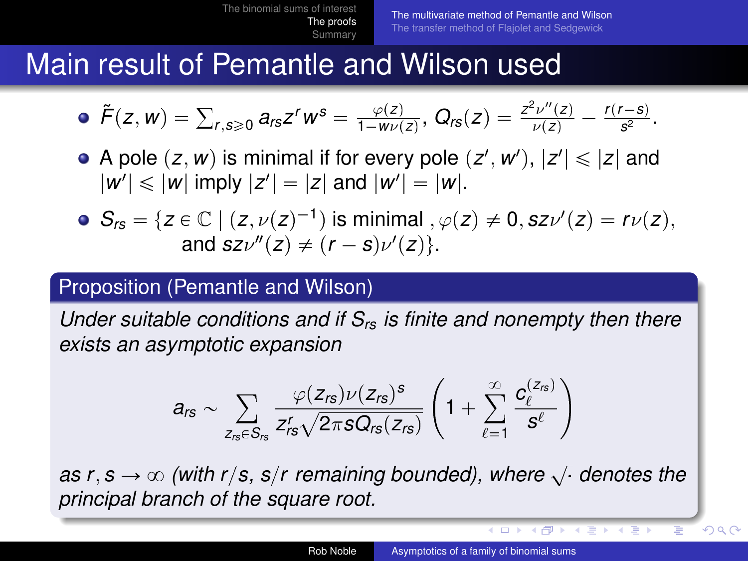# Main result of Pemantle and Wilson used

- $\tilde{F}(z,w) = \sum_{r,s \geqslant 0} a_{rs} z^r w^s = \frac{\varphi(z)}{1 - w\nu(z)}$, $Q_{rs}(z) = \frac{z^2 \nu''(z)}{\nu(z)} - \frac{r(r-s)}{s^2}$.
- A pole $(z,w)$ is minimal if for every pole $(z', w')$, $|z'| \leqslant |z|$ and $|w'| \leqslant |w|$ imply $|z'| = |z|$ and $|w'| = |w|$.
- $S_{rs} = \{ z \in \mathbb{C} \mid (z, \nu(z)^{-1}) \text{ is minimal }, \varphi(z) \neq 0, sz\nu'(z) = r\nu(z), \text{ and } sz\nu''(z) \neq (r-s)\nu'(z) \}$.

## Proposition (Pemantle and Wilson)

*Under suitable conditions and if $S_{rs}$ is finite and nonempty then there exists an asymptotic expansion*

$$a_{rs} \sim \sum_{z_{rs} \in S_{rs}} \frac{\varphi(z_{rs}) \nu(z_{rs})^s}{z_{rs}^r \sqrt{2\pi s Q_{rs}(z_{rs})}} \left( 1 + \sum_{\ell=1}^{\infty} \frac{c_\ell^{(z_{rs})}}{s^\ell} \right)$$

*as $r, s \to \infty$ (with $r/s$, $s/r$ remaining bounded), where $\sqrt{\cdot}$ denotes the principal branch of the square root.*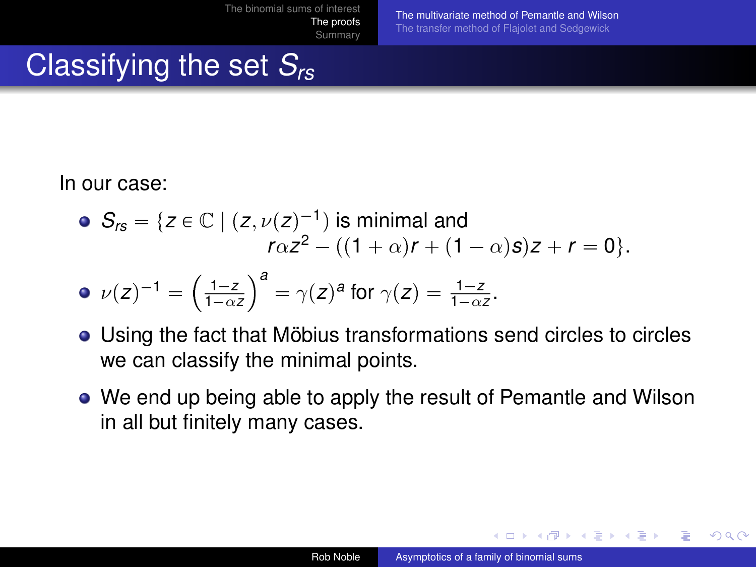# Classifying the set $S_{rs}$

In our case:

- $S_{rs} = \{z \in \mathbb{C} \mid (z, \nu(z)^{-1})$ is minimal and $r\alpha z^2 - ((1+\alpha)r + (1-\alpha)s)z + r = 0\}$.
- $\nu(z)^{-1} = \left(\frac{1-z}{1-\alpha z}\right)^a = \gamma(z)^a$ for $\gamma(z) = \frac{1-z}{1-\alpha z}$.
- Using the fact that Möbius transformations send circles to circles we can classify the minimal points.
- We end up being able to apply the result of Pemantle and Wilson in all but finitely many cases.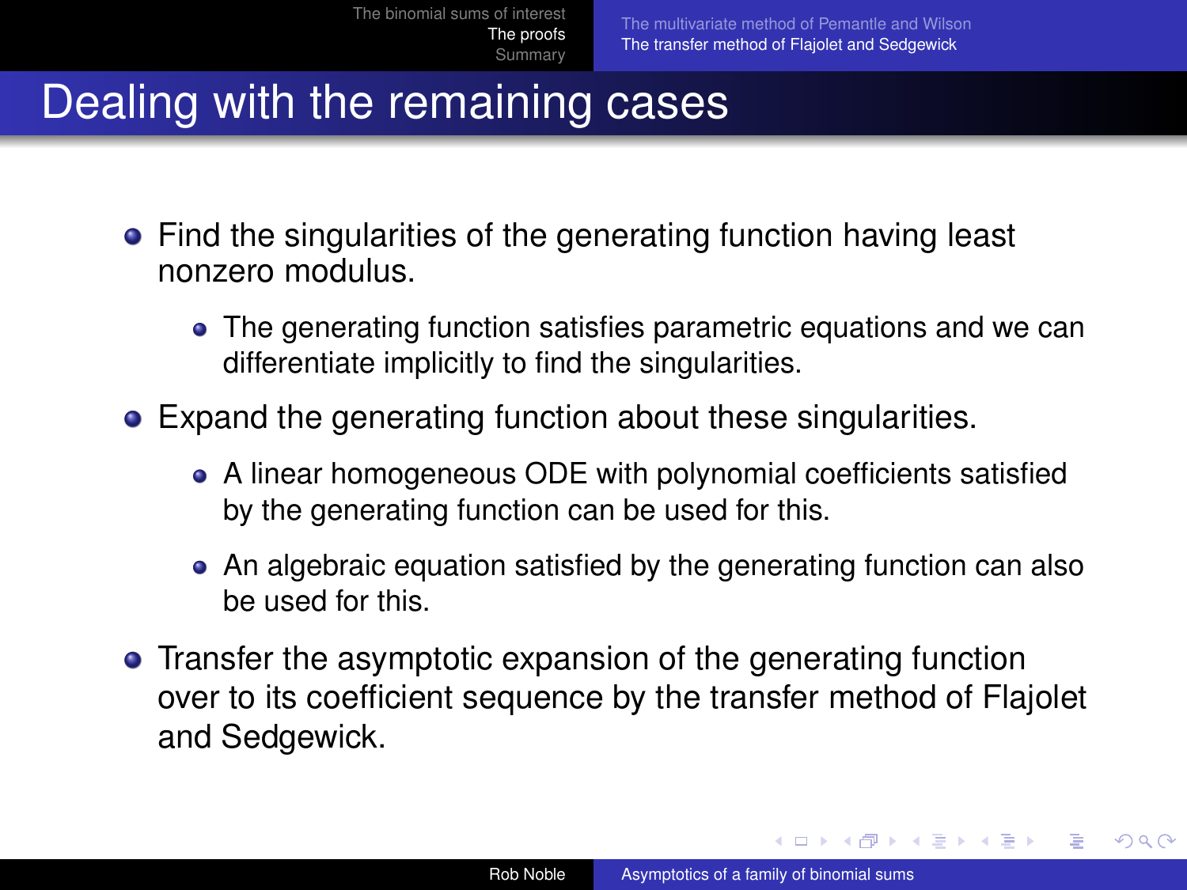# Dealing with the remaining cases

- Find the singularities of the generating function having least nonzero modulus.
  - The generating function satisfies parametric equations and we can differentiate implicitly to find the singularities.
- Expand the generating function about these singularities.
  - A linear homogeneous ODE with polynomial coefficients satisfied by the generating function can be used for this.
  - An algebraic equation satisfied by the generating function can also be used for this.
- Transfer the asymptotic expansion of the generating function over to its coefficient sequence by the transfer method of Flajolet and Sedgewick.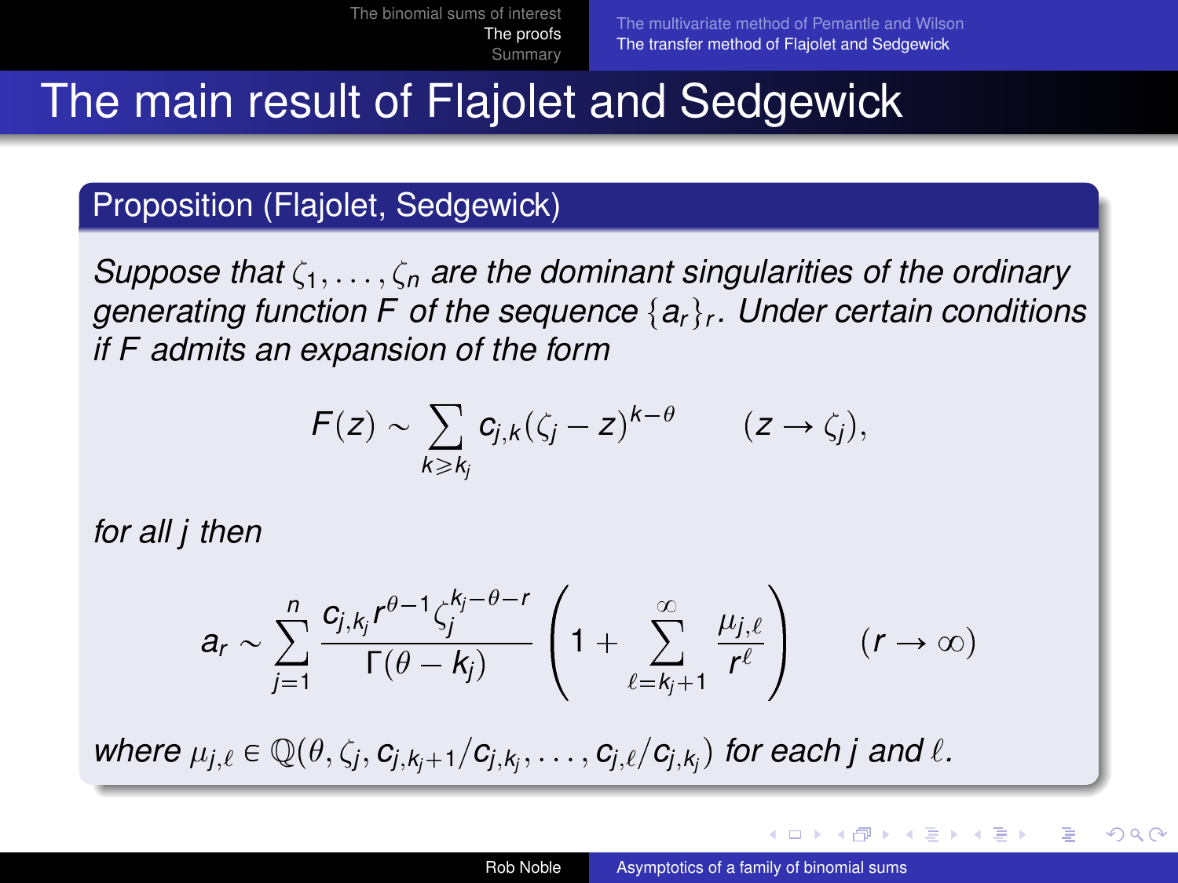# The main result of Flajolet and Sedgewick

## Proposition (Flajolet, Sedgewick)

*Suppose that $\zeta_1, \ldots, \zeta_n$ are the dominant singularities of the ordinary generating function $F$ of the sequence $\{a_r\}_r$. Under certain conditions if $F$ admits an expansion of the form*

$$F(z) \sim \sum_{k \geqslant k_j} c_{j,k} (\zeta_j - z)^{k-\theta} \qquad (z \to \zeta_j),$$

*for all $j$ then*

$$a_r \sim \sum_{j=1}^{n} \frac{c_{j,k_j} r^{\theta-1} \zeta_j^{k_j-\theta-r}}{\Gamma(\theta - k_j)} \left( 1 + \sum_{\ell=k_j+1}^{\infty} \frac{\mu_{j,\ell}}{r^\ell} \right) \qquad (r \to \infty)$$

*where $\mu_{j,\ell} \in \mathbb{Q}(\theta, \zeta_j, c_{j,k_j+1}/c_{j,k_j}, \ldots, c_{j,\ell}/c_{j,k_j})$ for each $j$ and $\ell$.*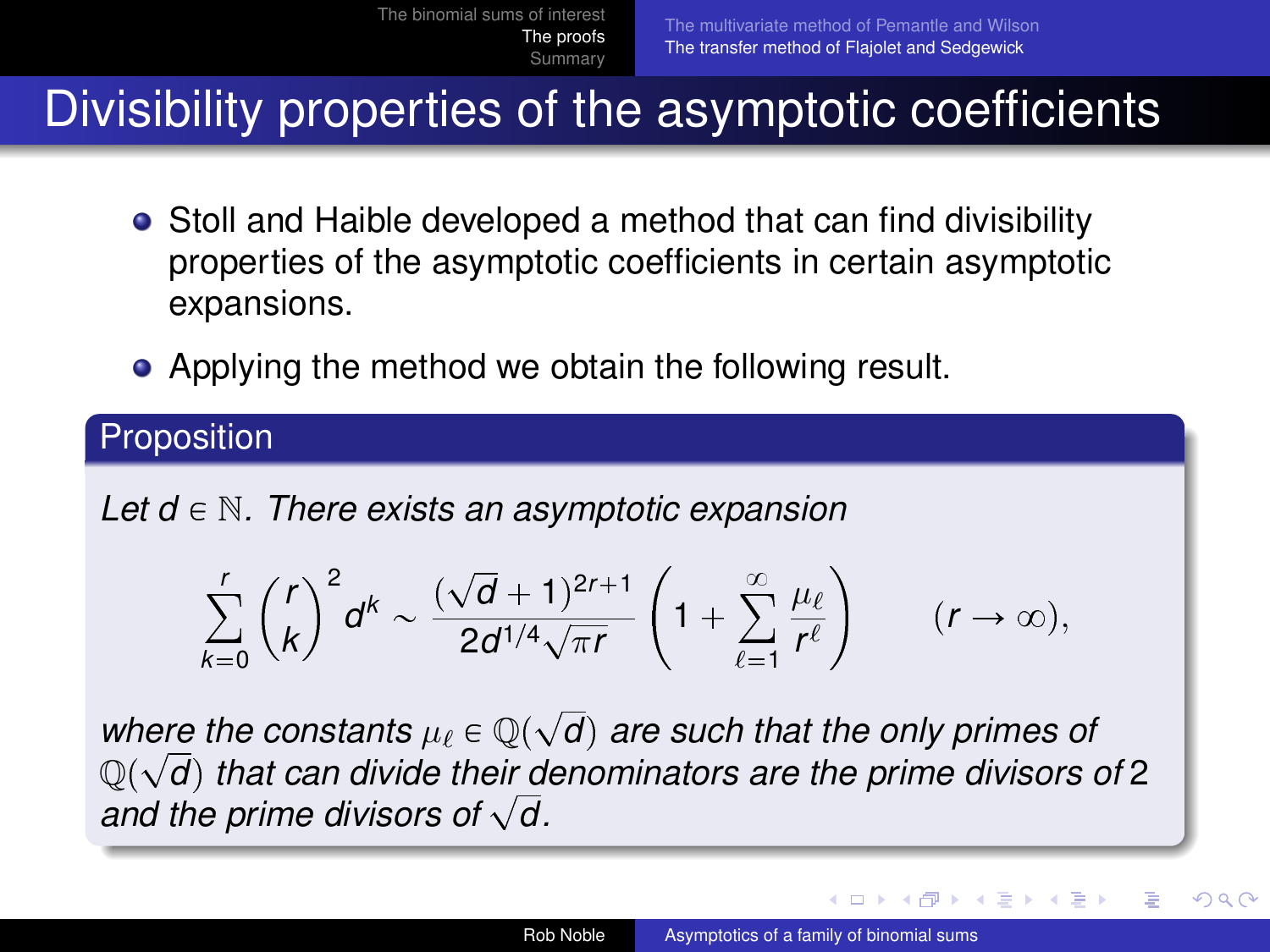# Divisibility properties of the asymptotic coefficients

- Stoll and Haible developed a method that can find divisibility properties of the asymptotic coefficients in certain asymptotic expansions.
- Applying the method we obtain the following result.

**Proposition**

*Let $d \in \mathbb{N}$. There exists an asymptotic expansion*

$$\sum_{k=0}^{r} \binom{r}{k}^2 d^k \sim \frac{(\sqrt{d}+1)^{2r+1}}{2d^{1/4}\sqrt{\pi r}} \left(1 + \sum_{\ell=1}^{\infty} \frac{\mu_\ell}{r^\ell}\right) \qquad (r \to \infty),$$

*where the constants $\mu_\ell \in \mathbb{Q}(\sqrt{d})$ are such that the only primes of $\mathbb{Q}(\sqrt{d})$ that can divide their denominators are the prime divisors of 2 and the prime divisors of $\sqrt{d}$.*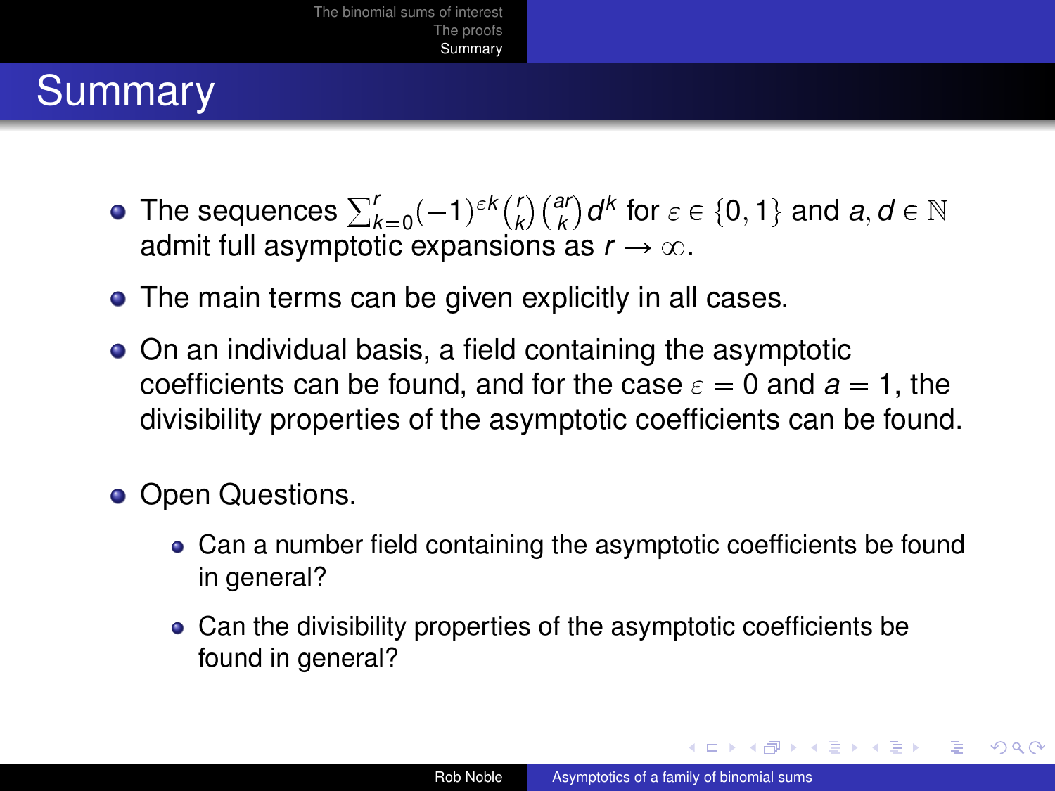# Summary

- The sequences $\sum_{k=0}^{r}(-1)^{\varepsilon k}\binom{r}{k}\binom{ar}{k}d^k$ for $\varepsilon \in \{0,1\}$ and $a, d \in \mathbb{N}$ admit full asymptotic expansions as $r \to \infty$.
- The main terms can be given explicitly in all cases.
- On an individual basis, a field containing the asymptotic coefficients can be found, and for the case $\varepsilon = 0$ and $a = 1$, the divisibility properties of the asymptotic coefficients can be found.
- Open Questions.
  - Can a number field containing the asymptotic coefficients be found in general?
  - Can the divisibility properties of the asymptotic coefficients be found in general?